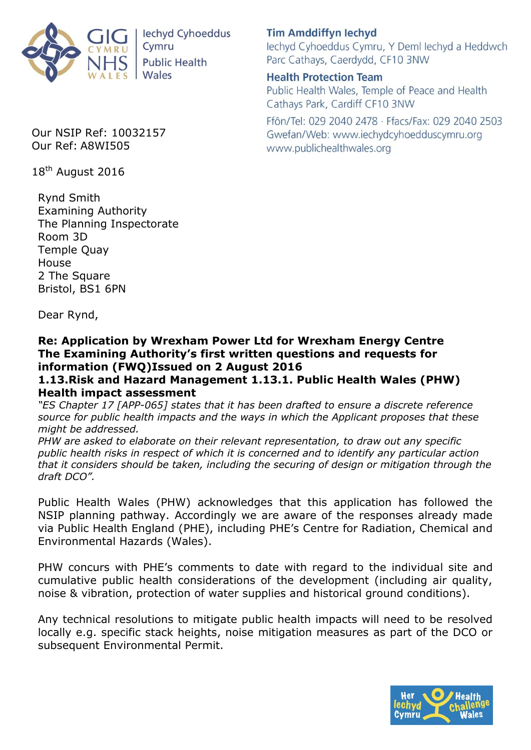GIG CYMRU NHS WALES | Iechyd Cyhoeddus Cymru Public Health Wales

**Tim Amddiffyn Iechyd**
Iechyd Cyhoeddus Cymru, Y Deml Iechyd a Heddwch
Parc Cathays, Caerdydd, CF10 3NW

**Health Protection Team**
Public Health Wales, Temple of Peace and Health
Cathays Park, Cardiff CF10 3NW

Ffôn/Tel: 029 2040 2478 · Ffacs/Fax: 029 2040 2503
Gwefan/Web: www.iechydcyhoedduscymru.org
www.publichealthwales.org

Our NSIP Ref: 10032157
Our Ref: A8WI505

18th August 2016

Rynd Smith
Examining Authority
The Planning Inspectorate
Room 3D
Temple Quay
House
2 The Square
Bristol, BS1 6PN

Dear Rynd,

**Re: Application by Wrexham Power Ltd for Wrexham Energy Centre**
**The Examining Authority's first written questions and requests for information (FWQ)Issued on 2 August 2016**
**1.13.Risk and Hazard Management 1.13.1. Public Health Wales (PHW) Health impact assessment**

*"ES Chapter 17 [APP-065] states that it has been drafted to ensure a discrete reference source for public health impacts and the ways in which the Applicant proposes that these might be addressed.*
*PHW are asked to elaborate on their relevant representation, to draw out any specific public health risks in respect of which it is concerned and to identify any particular action that it considers should be taken, including the securing of design or mitigation through the draft DCO".*

Public Health Wales (PHW) acknowledges that this application has followed the NSIP planning pathway. Accordingly we are aware of the responses already made via Public Health England (PHE), including PHE's Centre for Radiation, Chemical and Environmental Hazards (Wales).

PHW concurs with PHE's comments to date with regard to the individual site and cumulative public health considerations of the development (including air quality, noise & vibration, protection of water supplies and historical ground conditions).

Any technical resolutions to mitigate public health impacts will need to be resolved locally e.g. specific stack heights, noise mitigation measures as part of the DCO or subsequent Environmental Permit.

Her Iechyd Cymru | Health Challenge Wales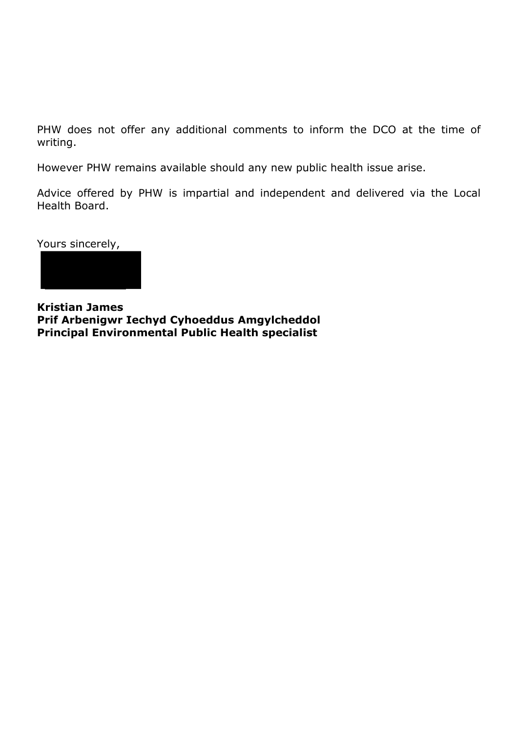PHW does not offer any additional comments to inform the DCO at the time of writing.

However PHW remains available should any new public health issue arise.

Advice offered by PHW is impartial and independent and delivered via the Local Health Board.

Yours sincerely,

**Kristian James**
**Prif Arbenigwr Iechyd Cyhoeddus Amgylcheddol**
**Principal Environmental Public Health specialist**